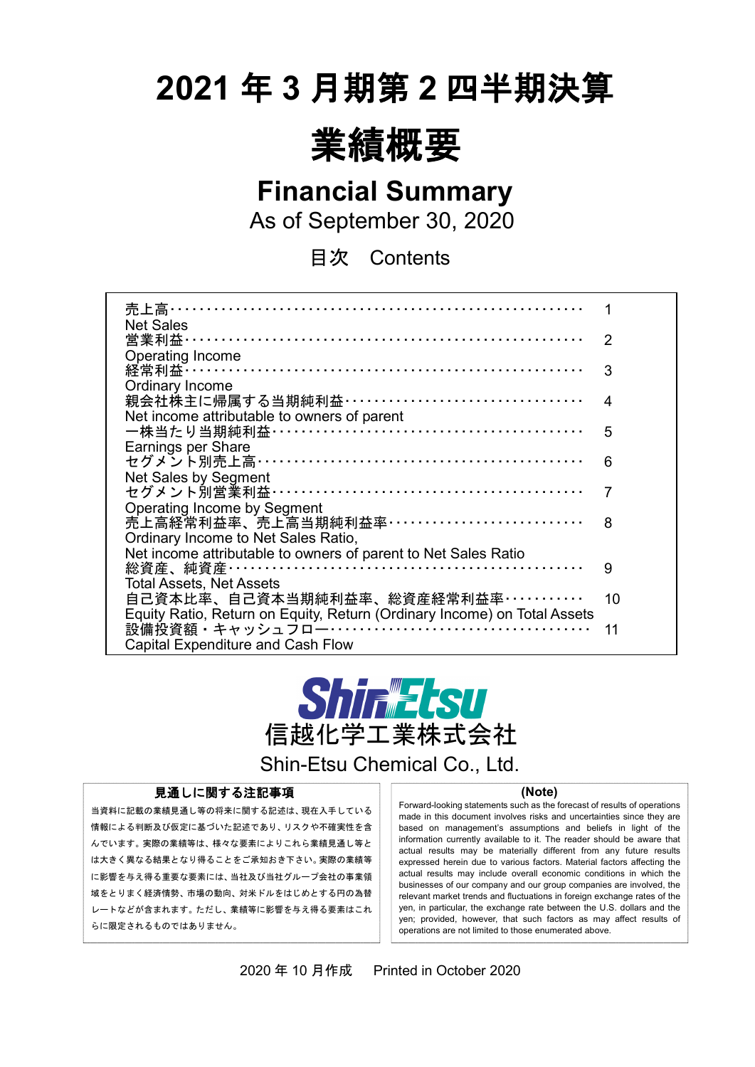# 2021 年 3 月期第 2 四半期決算

# 業績概要

## Financial Summary

As of September 30, 2020

目次　Contents

| | |
|---|---|
| 売上高<br>Net Sales | 1 |
| 営業利益<br>Operating Income | 2 |
| 経常利益<br>Ordinary Income | 3 |
| 親会社株主に帰属する当期純利益<br>Net income attributable to owners of parent | 4 |
| 一株当たり当期純利益<br>Earnings per Share | 5 |
| セグメント別売上高<br>Net Sales by Segment | 6 |
| セグメント別営業利益<br>Operating Income by Segment | 7 |
| 売上高経常利益率、売上高当期純利益率<br>Ordinary Income to Net Sales Ratio,<br>Net income attributable to owners of parent to Net Sales Ratio | 8 |
| 総資産、純資産<br>Total Assets, Net Assets | 9 |
| 自己資本比率、自己資本当期純利益率、総資産経常利益率<br>Equity Ratio, Return on Equity, Return (Ordinary Income) on Total Assets | 10 |
| 設備投資額・キャッシュフロー<br>Capital Expenditure and Cash Flow | 11 |

Shin-Etsu

信越化学工業株式会社

Shin-Etsu Chemical Co., Ltd.

**見通しに関する注記事項**

当資料に記載の業績見通し等の将来に関する記述は、現在入手している情報による判断及び仮定に基づいた記述であり、リスクや不確実性を含んでいます。実際の業績等は、様々な要素によりこれら業績見通し等とは大きく異なる結果となり得ることをご承知おき下さい。実際の業績等に影響を与え得る重要な要素には、当社及び当社グループ会社の事業領域をとりまく経済情勢、市場の動向、対米ドルをはじめとする円の為替レートなどが含まれます。ただし、業績等に影響を与え得る要素はこれらに限定されるものではありません。

**(Note)**

Forward-looking statements such as the forecast of results of operations made in this document involves risks and uncertainties since they are based on management's assumptions and beliefs in light of the information currently available to it. The reader should be aware that actual results may be materially different from any future results expressed herein due to various factors. Material factors affecting the actual results may include overall economic conditions in which the businesses of our company and our group companies are involved, the relevant market trends and fluctuations in foreign exchange rates of the yen, in particular, the exchange rate between the U.S. dollars and the yen; provided, however, that such factors as may affect results of operations are not limited to those enumerated above.

2020 年 10 月作成　　Printed in October 2020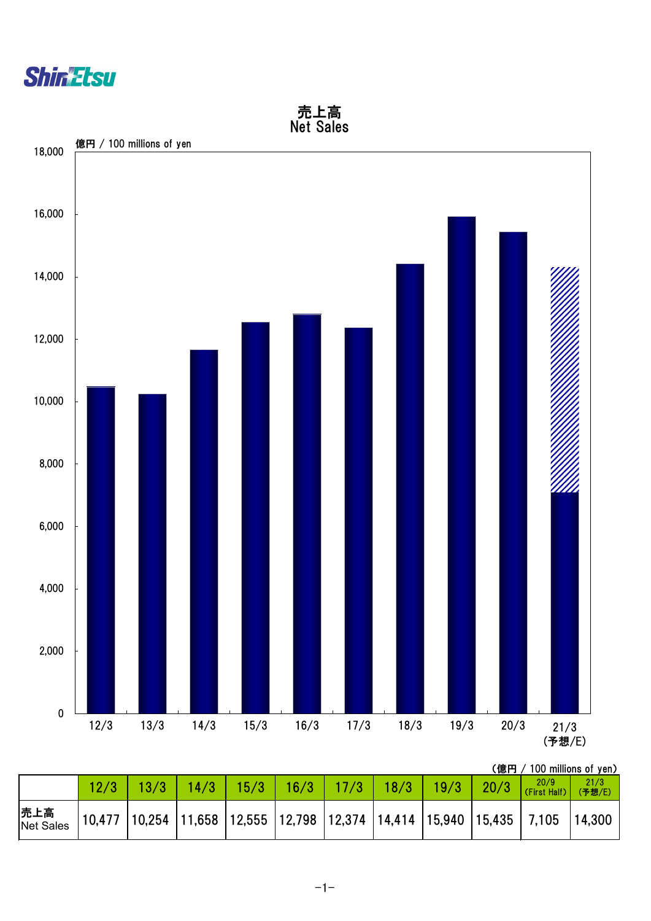ShinEtsu

# 売上高
# Net Sales

億円 / 100 millions of yen

(億円 / 100 millions of yen)

| | 12/3 | 13/3 | 14/3 | 15/3 | 16/3 | 17/3 | 18/3 | 19/3 | 20/3 | 20/9 (First Half) | 21/3 (予想/E) |
|---|---|---|---|---|---|---|---|---|---|---|---|
| 売上高 Net Sales | 10,477 | 10,254 | 11,658 | 12,555 | 12,798 | 12,374 | 14,414 | 15,940 | 15,435 | 7,105 | 14,300 |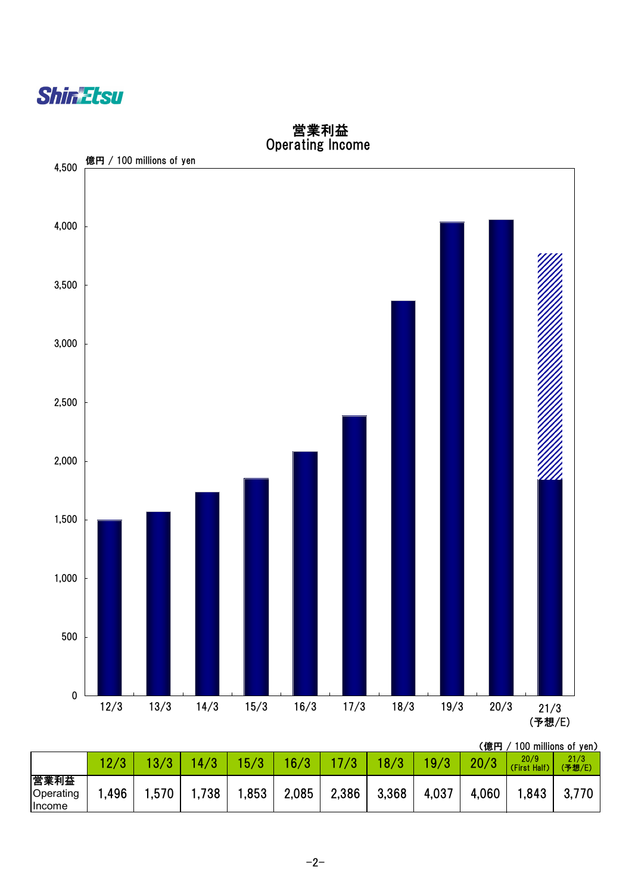# 営業利益
# Operating Income

億円 / 100 millions of yen

（億円 / 100 millions of yen）

| | 12/3 | 13/3 | 14/3 | 15/3 | 16/3 | 17/3 | 18/3 | 19/3 | 20/3 | 20/9 (First Half) | 21/3 (予想/E) |
|---|---|---|---|---|---|---|---|---|---|---|---|
| 営業利益 Operating Income | 1,496 | 1,570 | 1,738 | 1,853 | 2,085 | 2,386 | 3,368 | 4,037 | 4,060 | 1,843 | 3,770 |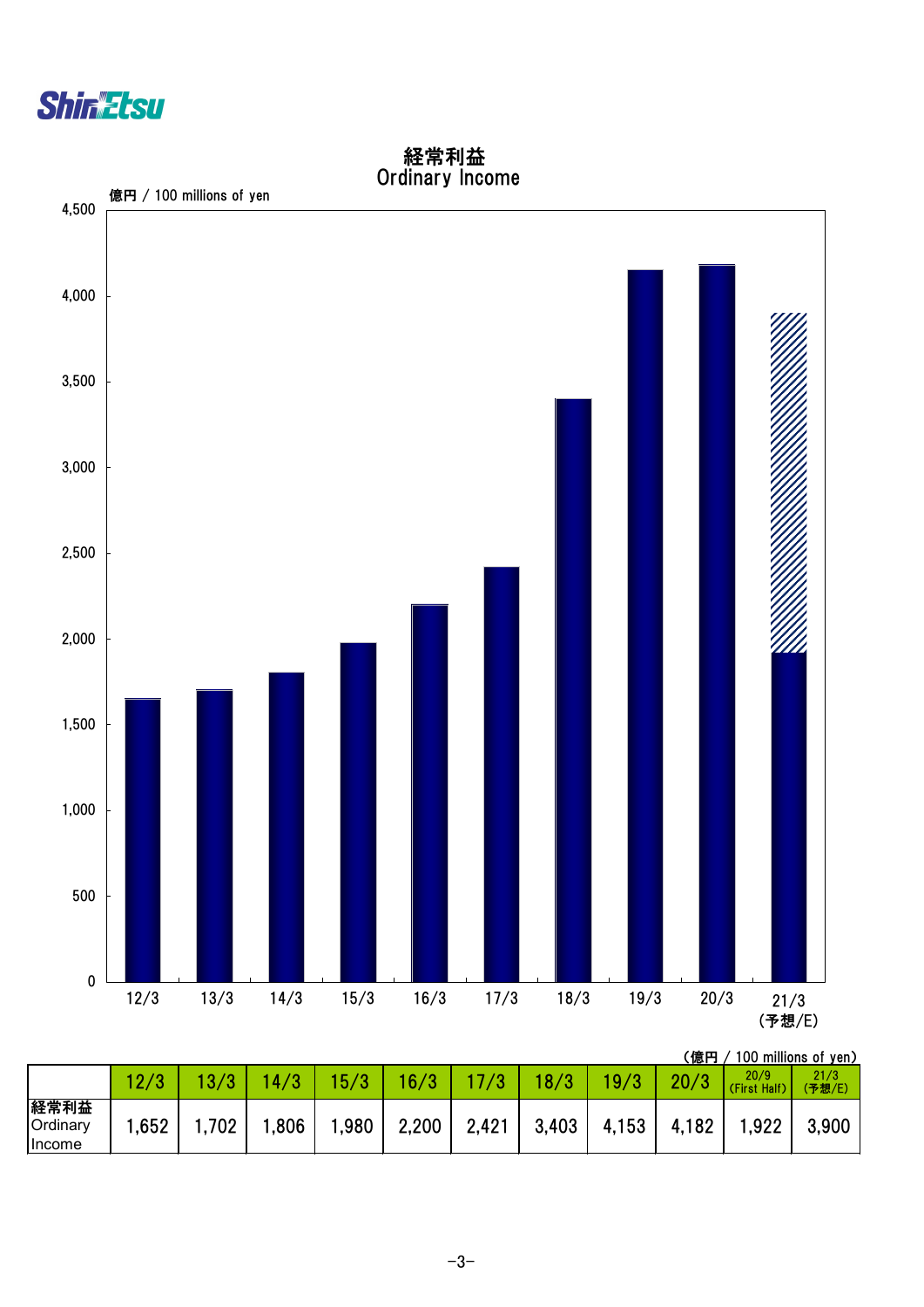## 経常利益
## Ordinary Income

億円 / 100 millions of yen

(億円 / 100 millions of yen)

| | 12/3 | 13/3 | 14/3 | 15/3 | 16/3 | 17/3 | 18/3 | 19/3 | 20/3 | 20/9 (First Half) | 21/3 (予想/E) |
|---|---|---|---|---|---|---|---|---|---|---|---|
| 経常利益 Ordinary Income | 1,652 | 1,702 | 1,806 | 1,980 | 2,200 | 2,421 | 3,403 | 4,153 | 4,182 | 1,922 | 3,900 |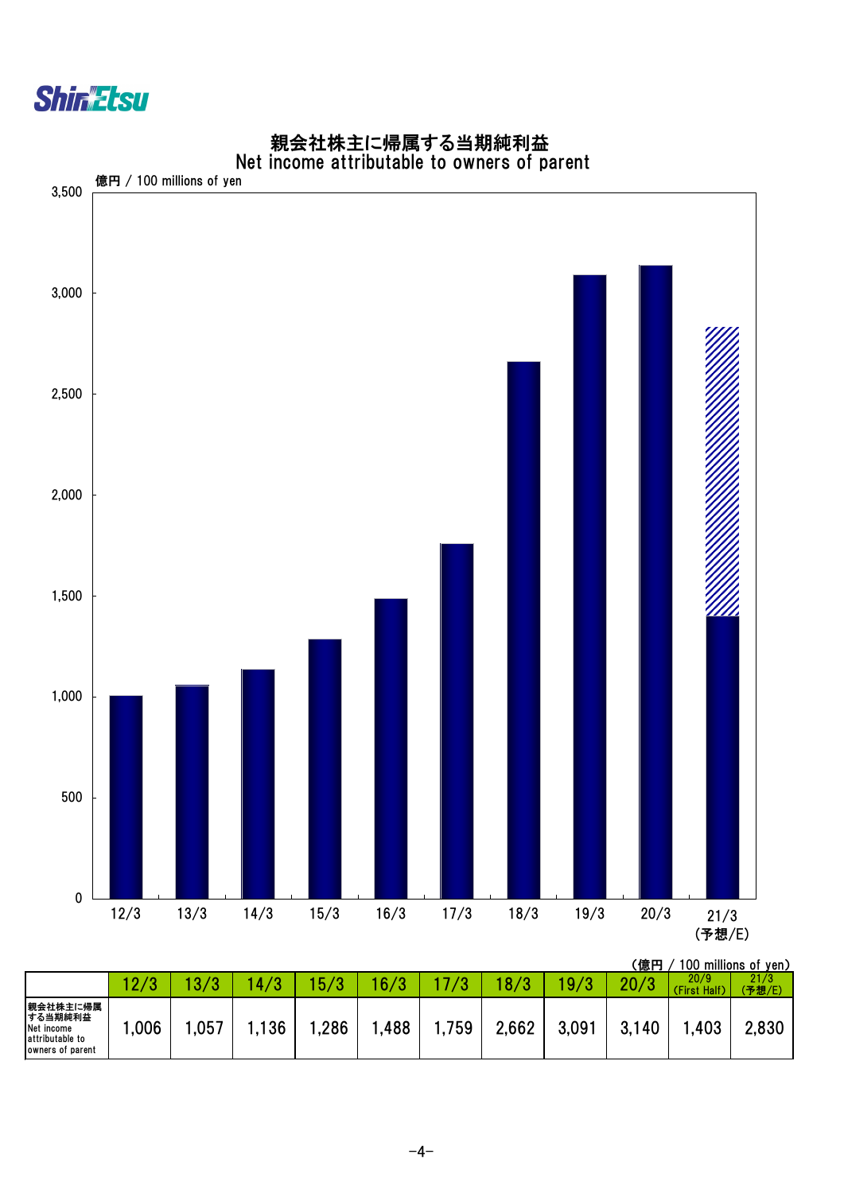# 親会社株主に帰属する当期純利益
## Net income attributable to owners of parent

億円 / 100 millions of yen

| | 12/3 | 13/3 | 14/3 | 15/3 | 16/3 | 17/3 | 18/3 | 19/3 | 20/3 | 20/9 (First Half) | 21/3 (予想/E) |
|---|---|---|---|---|---|---|---|---|---|---|---|
| 親会社株主に帰属する当期純利益 Net income attributable to owners of parent | 1,006 | 1,057 | 1,136 | 1,286 | 1,488 | 1,759 | 2,662 | 3,091 | 3,140 | 1,403 | 2,830 |

（億円 / 100 millions of yen）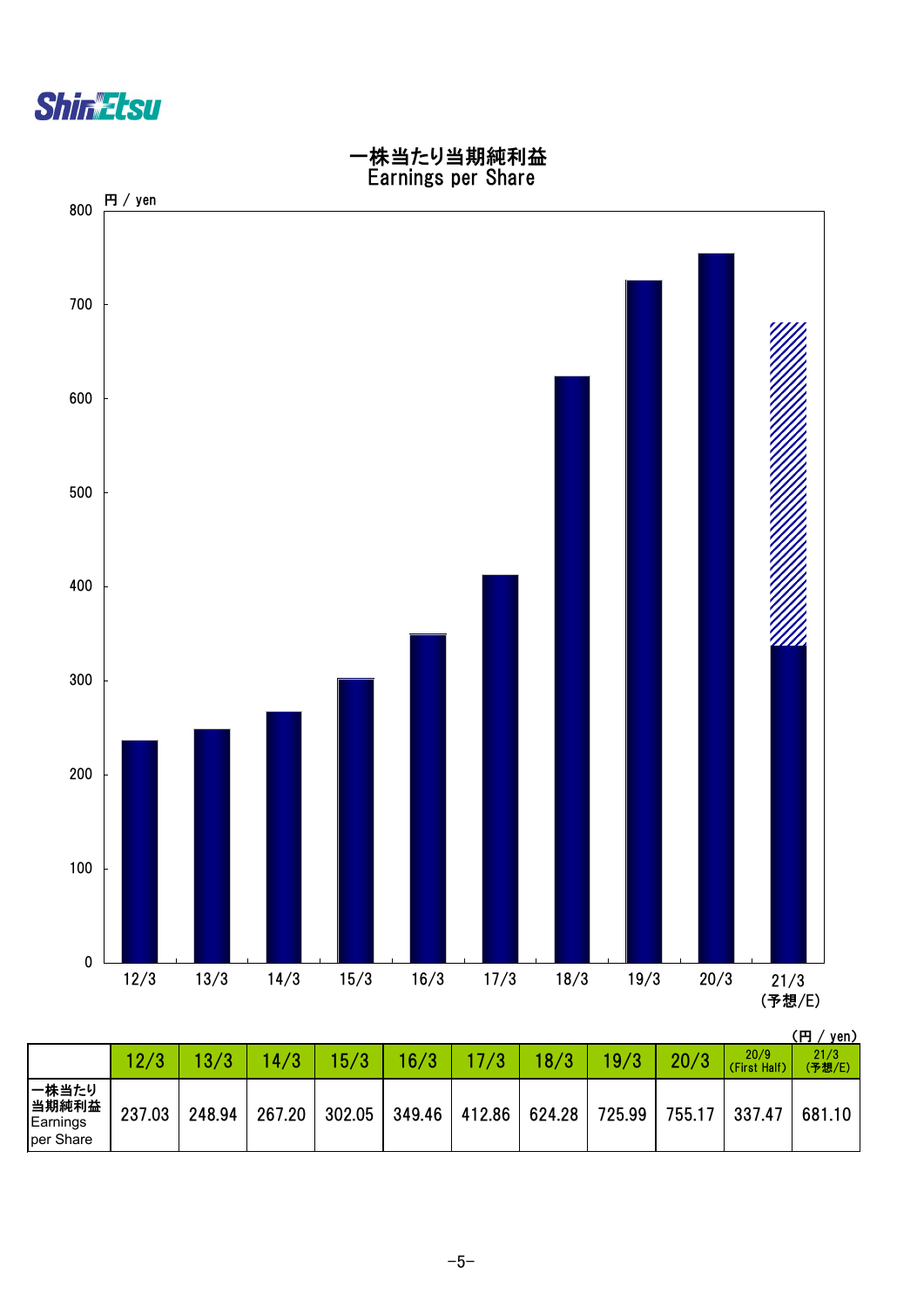# 一株当たり当期純利益
## Earnings per Share

円 / yen

（円 / yen）

| | 12/3 | 13/3 | 14/3 | 15/3 | 16/3 | 17/3 | 18/3 | 19/3 | 20/3 | 20/9 (First Half) | 21/3 (予想/E) |
|---|---|---|---|---|---|---|---|---|---|---|---|
| 一株当たり当期純利益 Earnings per Share | 237.03 | 248.94 | 267.20 | 302.05 | 349.46 | 412.86 | 624.28 | 725.99 | 755.17 | 337.47 | 681.10 |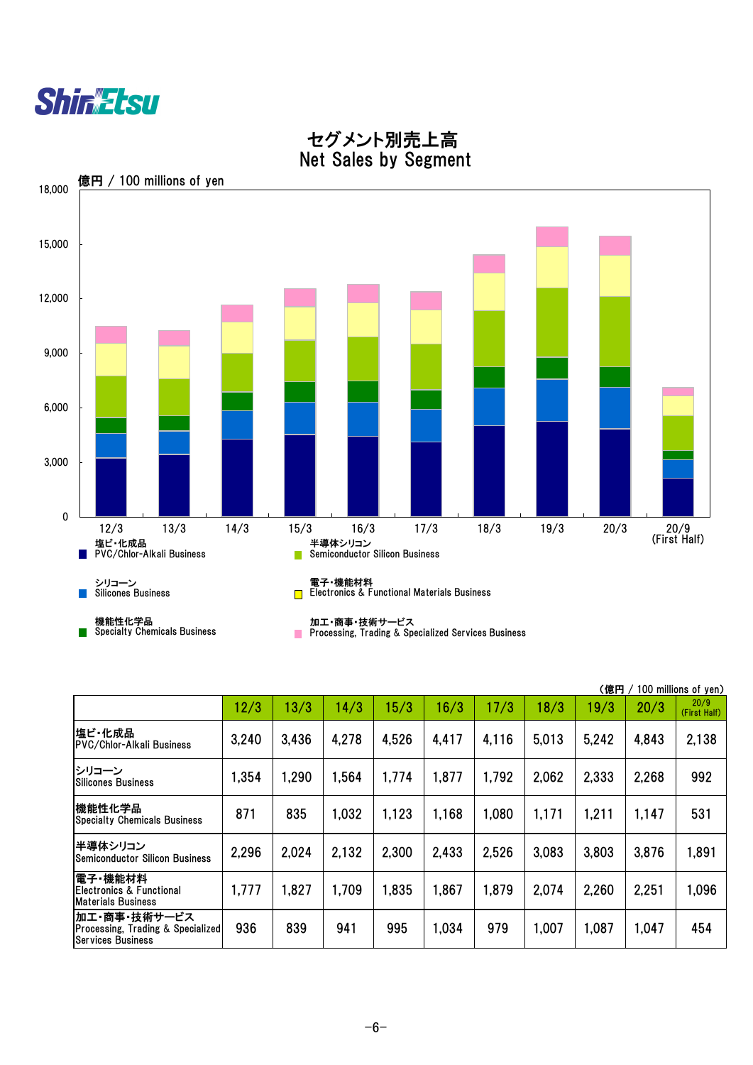# セグメント別売上高
# Net Sales by Segment

億円 / 100 millions of yen

凡例 (Legend):
- 塩ビ・化成品 PVC/Chlor-Alkali Business
- シリコーン Silicones Business
- 機能性化学品 Specialty Chemicals Business
- 半導体シリコン Semiconductor Silicon Business
- 電子・機能材料 Electronics & Functional Materials Business
- 加工・商事・技術サービス Processing, Trading & Specialized Services Business

（億円 / 100 millions of yen）

| | 12/3 | 13/3 | 14/3 | 15/3 | 16/3 | 17/3 | 18/3 | 19/3 | 20/3 | 20/9 (First Half) |
|---|---|---|---|---|---|---|---|---|---|---|
| 塩ビ・化成品 PVC/Chlor-Alkali Business | 3,240 | 3,436 | 4,278 | 4,526 | 4,417 | 4,116 | 5,013 | 5,242 | 4,843 | 2,138 |
| シリコーン Silicones Business | 1,354 | 1,290 | 1,564 | 1,774 | 1,877 | 1,792 | 2,062 | 2,333 | 2,268 | 992 |
| 機能性化学品 Specialty Chemicals Business | 871 | 835 | 1,032 | 1,123 | 1,168 | 1,080 | 1,171 | 1,211 | 1,147 | 531 |
| 半導体シリコン Semiconductor Silicon Business | 2,296 | 2,024 | 2,132 | 2,300 | 2,433 | 2,526 | 3,083 | 3,803 | 3,876 | 1,891 |
| 電子・機能材料 Electronics & Functional Materials Business | 1,777 | 1,827 | 1,709 | 1,835 | 1,867 | 1,879 | 2,074 | 2,260 | 2,251 | 1,096 |
| 加工・商事・技術サービス Processing, Trading & Specialized Services Business | 936 | 839 | 941 | 995 | 1,034 | 979 | 1,007 | 1,087 | 1,047 | 454 |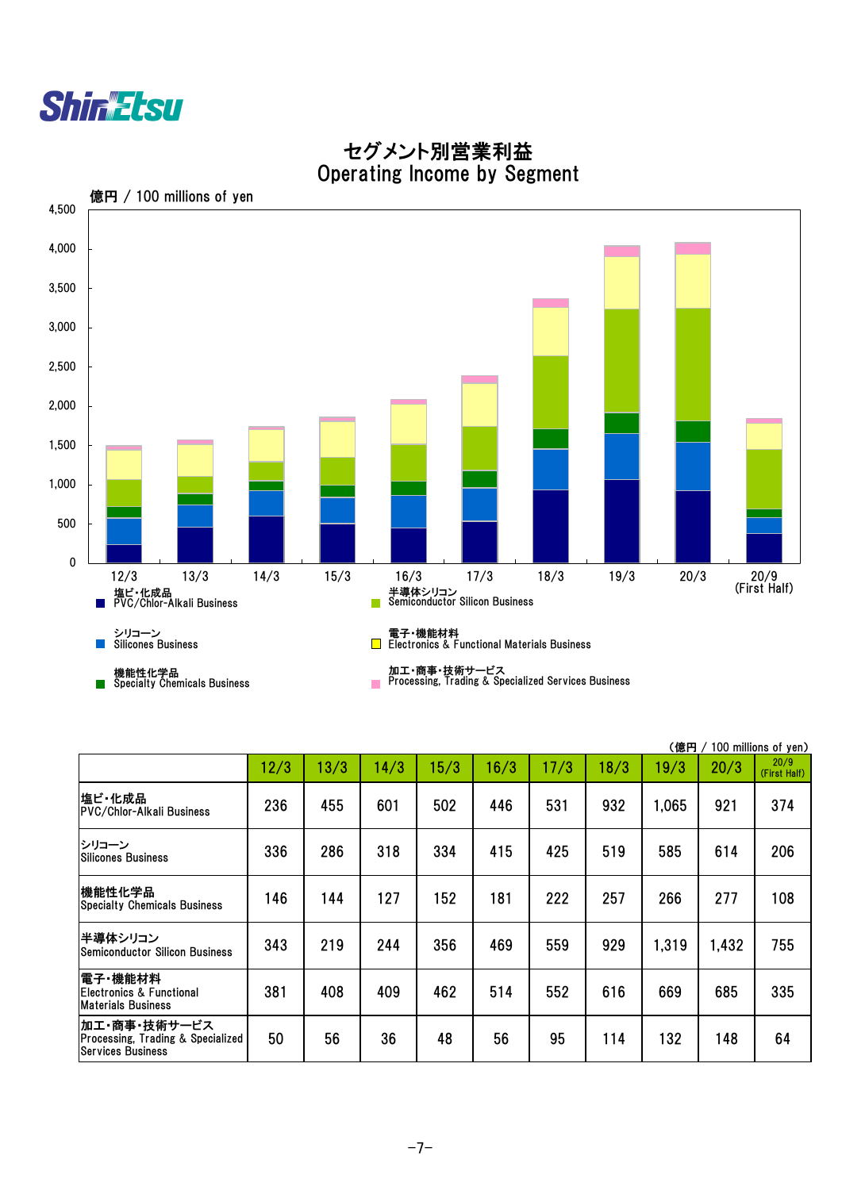# セグメント別営業利益
# Operating Income by Segment

億円 / 100 millions of yen

塩ビ・化成品 PVC/Chlor-Alkali Business
半導体シリコン Semiconductor Silicon Business
シリコーン Silicones Business
電子・機能材料 Electronics & Functional Materials Business
機能性化学品 Specialty Chemicals Business
加工・商事・技術サービス Processing, Trading & Specialized Services Business

（億円 / 100 millions of yen）

| | 12/3 | 13/3 | 14/3 | 15/3 | 16/3 | 17/3 | 18/3 | 19/3 | 20/3 | 20/9 (First Half) |
|---|---|---|---|---|---|---|---|---|---|---|
| 塩ビ・化成品 PVC/Chlor-Alkali Business | 236 | 455 | 601 | 502 | 446 | 531 | 932 | 1,065 | 921 | 374 |
| シリコーン Silicones Business | 336 | 286 | 318 | 334 | 415 | 425 | 519 | 585 | 614 | 206 |
| 機能性化学品 Specialty Chemicals Business | 146 | 144 | 127 | 152 | 181 | 222 | 257 | 266 | 277 | 108 |
| 半導体シリコン Semiconductor Silicon Business | 343 | 219 | 244 | 356 | 469 | 559 | 929 | 1,319 | 1,432 | 755 |
| 電子・機能材料 Electronics & Functional Materials Business | 381 | 408 | 409 | 462 | 514 | 552 | 616 | 669 | 685 | 335 |
| 加工・商事・技術サービス Processing, Trading & Specialized Services Business | 50 | 56 | 36 | 48 | 56 | 95 | 114 | 132 | 148 | 64 |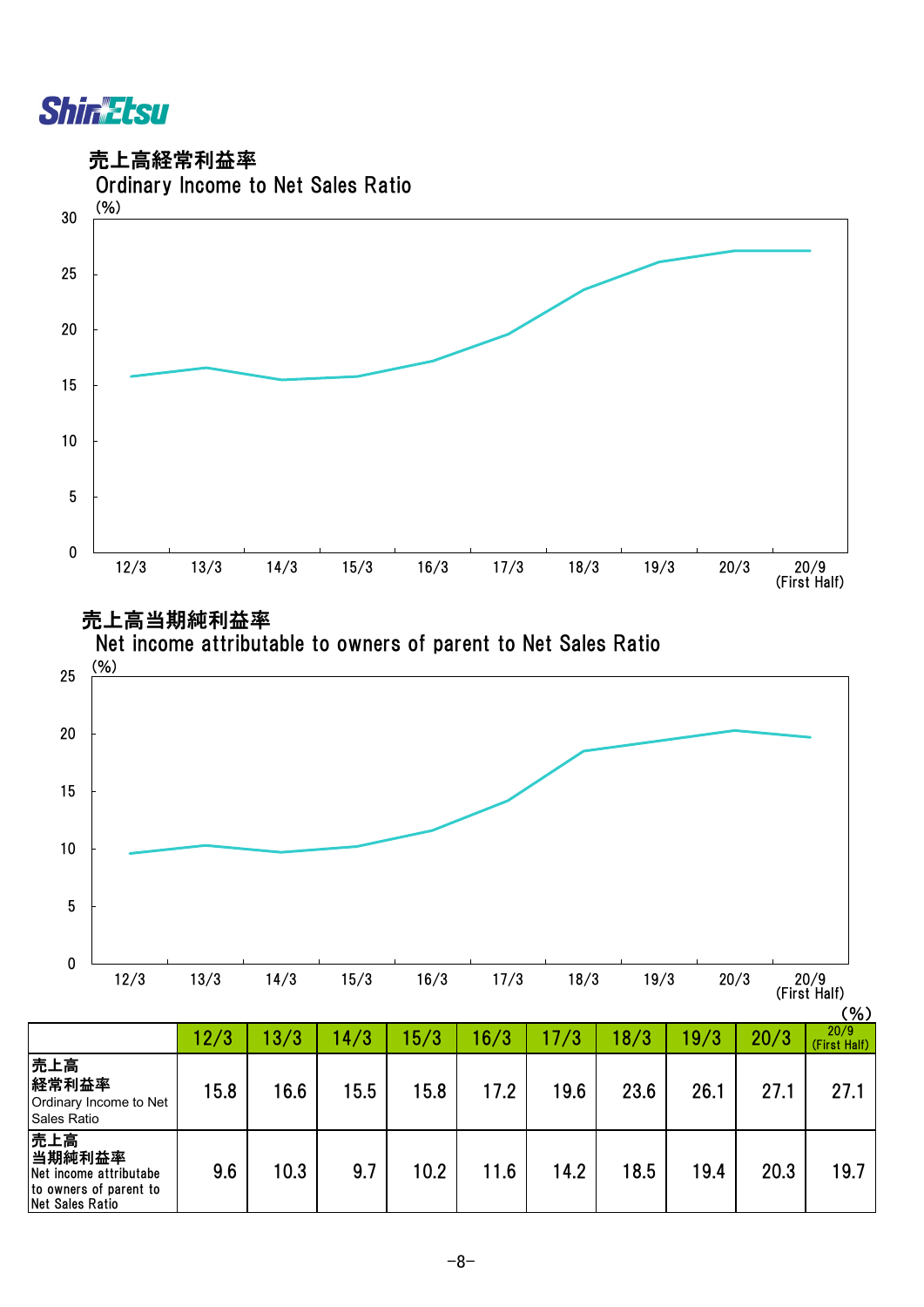## 売上高経常利益率

Ordinary Income to Net Sales Ratio

(%)

30

25

20

15

10

5

0

12/3 13/3 14/3 15/3 16/3 17/3 18/3 19/3 20/3 20/9 (First Half)

## 売上高当期純利益率

Net income attributable to owners of parent to Net Sales Ratio

(%)

25

20

15

10

5

0

12/3 13/3 14/3 15/3 16/3 17/3 18/3 19/3 20/3 20/9 (First Half)

(%)

| | 12/3 | 13/3 | 14/3 | 15/3 | 16/3 | 17/3 | 18/3 | 19/3 | 20/3 | 20/9 (First Half) |
|---|---|---|---|---|---|---|---|---|---|---|
| 売上高経常利益率 Ordinary Income to Net Sales Ratio | 15.8 | 16.6 | 15.5 | 15.8 | 17.2 | 19.6 | 23.6 | 26.1 | 27.1 | 27.1 |
| 売上高当期純利益率 Net income attributabe to owners of parent to Net Sales Ratio | 9.6 | 10.3 | 9.7 | 10.2 | 11.6 | 14.2 | 18.5 | 19.4 | 20.3 | 19.7 |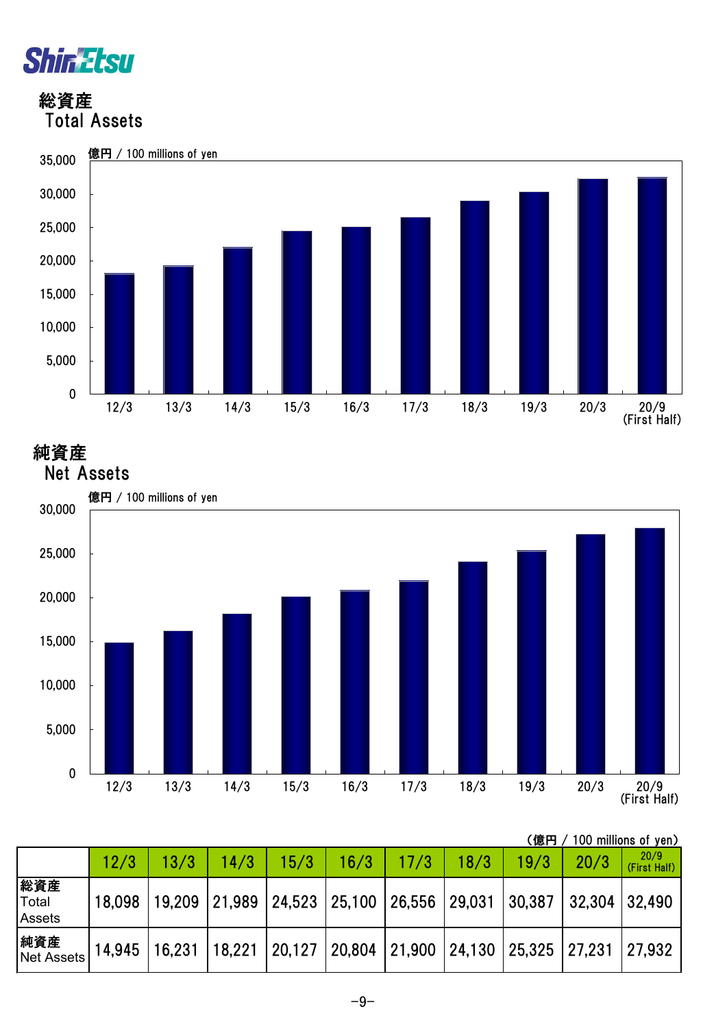## 総資産
## Total Assets

億円 / 100 millions of yen

## 純資産
## Net Assets

億円 / 100 millions of yen

（億円 / 100 millions of yen）

| | 12/3 | 13/3 | 14/3 | 15/3 | 16/3 | 17/3 | 18/3 | 19/3 | 20/3 | 20/9 (First Half) |
|---|---|---|---|---|---|---|---|---|---|---|
| 総資産 Total Assets | 18,098 | 19,209 | 21,989 | 24,523 | 25,100 | 26,556 | 29,031 | 30,387 | 32,304 | 32,490 |
| 純資産 Net Assets | 14,945 | 16,231 | 18,221 | 20,127 | 20,804 | 21,900 | 24,130 | 25,325 | 27,231 | 27,932 |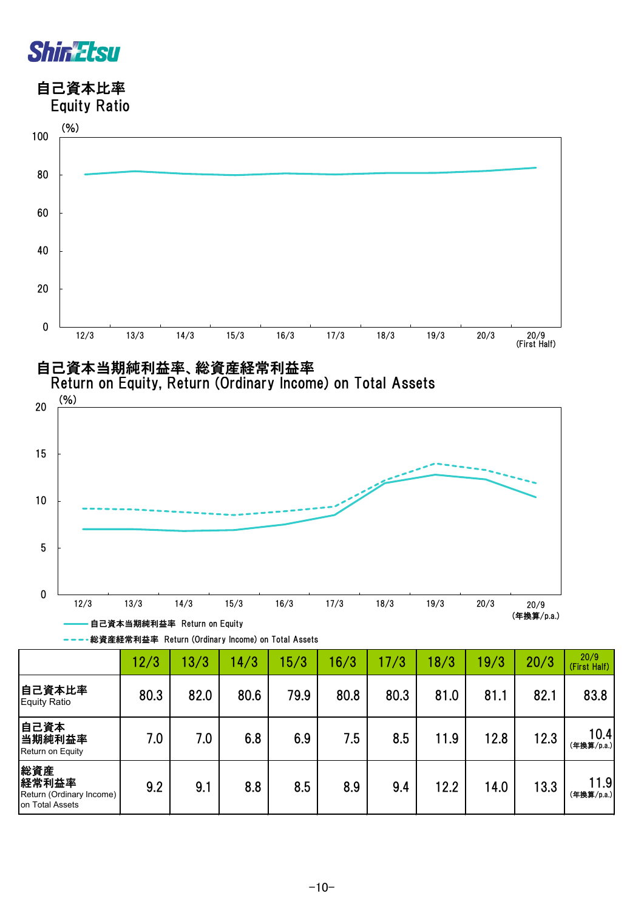## 自己資本比率
Equity Ratio

(%)

## 自己資本当期純利益率、総資産経常利益率
Return on Equity, Return (Ordinary Income) on Total Assets

(%)

自己資本当期純利益率 Return on Equity

総資産経常利益率 Return (Ordinary Income) on Total Assets

| | 12/3 | 13/3 | 14/3 | 15/3 | 16/3 | 17/3 | 18/3 | 19/3 | 20/3 | 20/9 (First Half) |
|---|---|---|---|---|---|---|---|---|---|---|
| 自己資本比率 Equity Ratio | 80.3 | 82.0 | 80.6 | 79.9 | 80.8 | 80.3 | 81.0 | 81.1 | 82.1 | 83.8 |
| 自己資本当期純利益率 Return on Equity | 7.0 | 7.0 | 6.8 | 6.9 | 7.5 | 8.5 | 11.9 | 12.8 | 12.3 | 10.4 (年換算/p.a.) |
| 総資産経常利益率 Return (Ordinary Income) on Total Assets | 9.2 | 9.1 | 8.8 | 8.5 | 8.9 | 9.4 | 12.2 | 14.0 | 13.3 | 11.9 (年換算/p.a.) |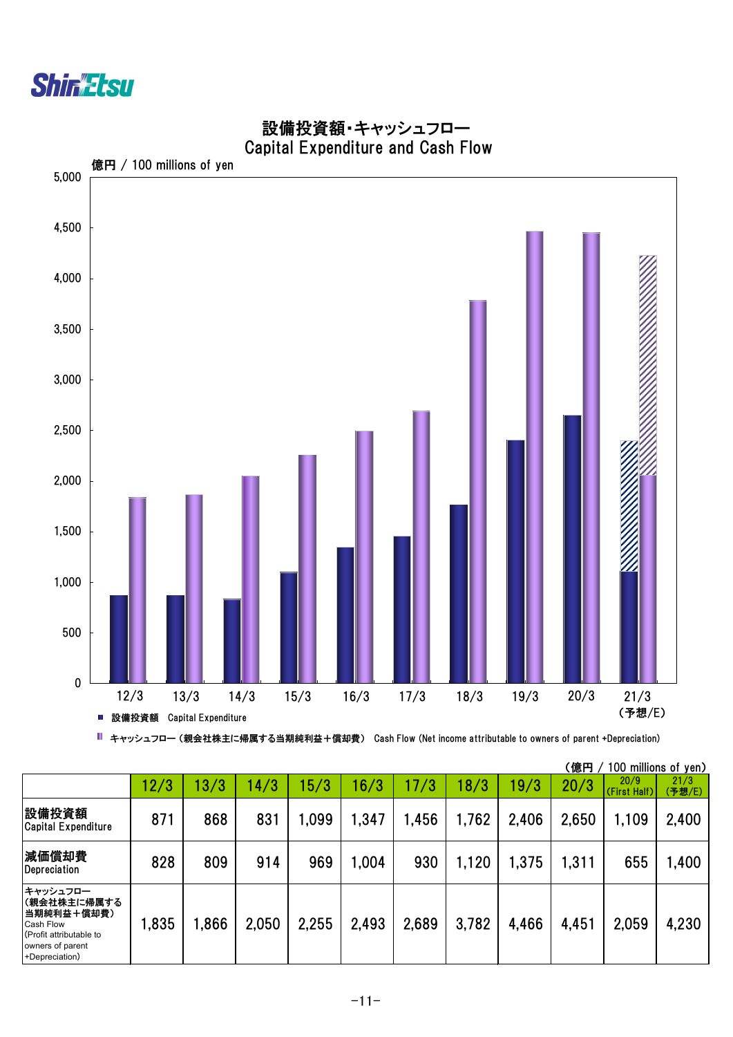ShinEtsu

# 設備投資額・キャッシュフロー
# Capital Expenditure and Cash Flow

億円 / 100 millions of yen

5,000
4,500
4,000
3,500
3,000
2,500
2,000
1,500
1,000
500
0

12/3 13/3 14/3 15/3 16/3 17/3 18/3 19/3 20/3 21/3 (予想/E)

■ 設備投資額 Capital Expenditure

■ キャッシュフロー（親会社株主に帰属する当期純利益＋償却費） Cash Flow (Net income attributable to owners of parent +Depreciation)

（億円 / 100 millions of yen）

| | 12/3 | 13/3 | 14/3 | 15/3 | 16/3 | 17/3 | 18/3 | 19/3 | 20/3 | 20/9 (First Half) | 21/3 (予想/E) |
|---|---|---|---|---|---|---|---|---|---|---|---|
| 設備投資額 Capital Expenditure | 871 | 868 | 831 | 1,099 | 1,347 | 1,456 | 1,762 | 2,406 | 2,650 | 1,109 | 2,400 |
| 減価償却費 Depreciation | 828 | 809 | 914 | 969 | 1,004 | 930 | 1,120 | 1,375 | 1,311 | 655 | 1,400 |
| キャッシュフロー（親会社株主に帰属する当期純利益＋償却費） Cash Flow (Profit attributable to owners of parent +Depreciation) | 1,835 | 1,866 | 2,050 | 2,255 | 2,493 | 2,689 | 3,782 | 4,466 | 4,451 | 2,059 | 4,230 |